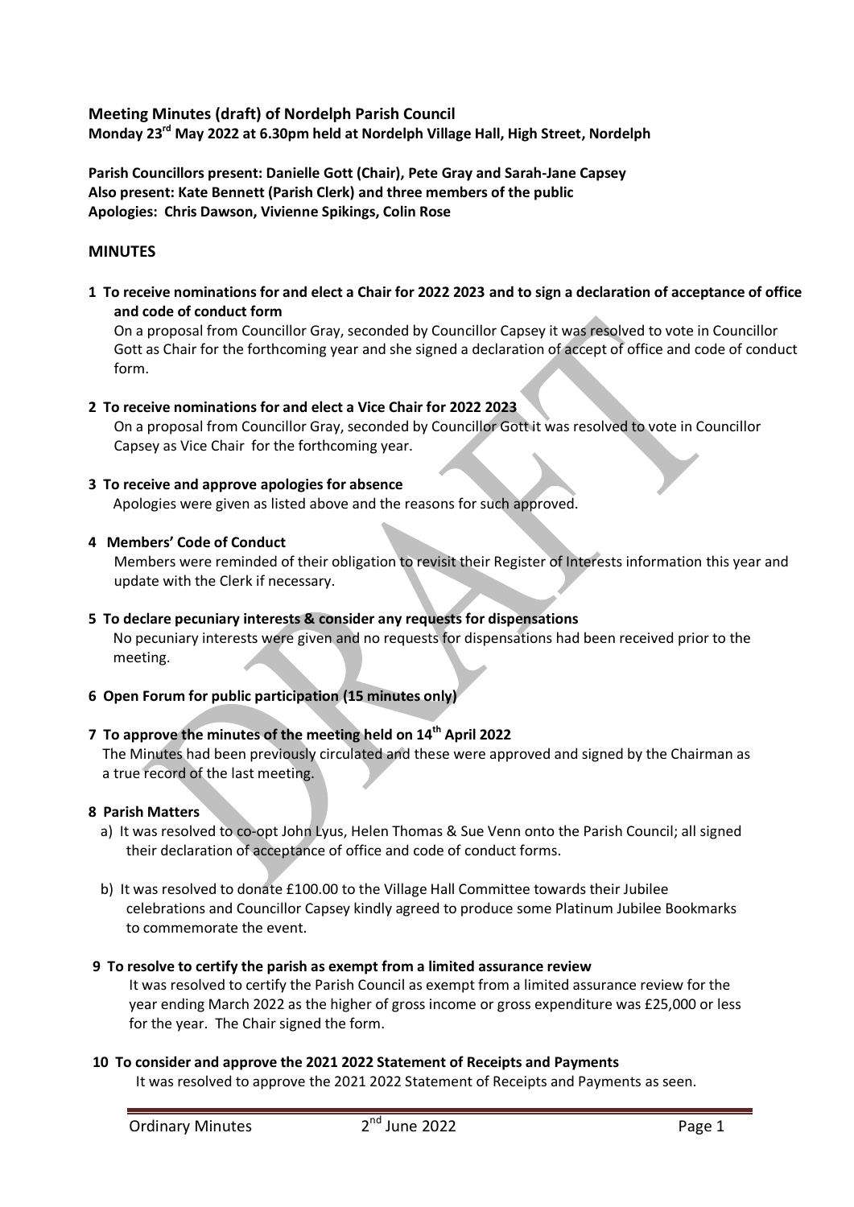**Meeting Minutes (draft) of Nordelph Parish Council**
**Monday 23rd May 2022 at 6.30pm held at Nordelph Village Hall, High Street, Nordelph**

**Parish Councillors present: Danielle Gott (Chair), Pete Gray and Sarah-Jane Capsey**
**Also present: Kate Bennett (Parish Clerk) and three members of the public**
**Apologies: Chris Dawson, Vivienne Spikings, Colin Rose**

## MINUTES

**1 To receive nominations for and elect a Chair for 2022 2023 and to sign a declaration of acceptance of office and code of conduct form**

On a proposal from Councillor Gray, seconded by Councillor Capsey it was resolved to vote in Councillor Gott as Chair for the forthcoming year and she signed a declaration of accept of office and code of conduct form.

**2 To receive nominations for and elect a Vice Chair for 2022 2023**

On a proposal from Councillor Gray, seconded by Councillor Gott it was resolved to vote in Councillor Capsey as Vice Chair for the forthcoming year.

**3 To receive and approve apologies for absence**

Apologies were given as listed above and the reasons for such approved.

**4 Members' Code of Conduct**

Members were reminded of their obligation to revisit their Register of Interests information this year and update with the Clerk if necessary.

**5 To declare pecuniary interests & consider any requests for dispensations**

No pecuniary interests were given and no requests for dispensations had been received prior to the meeting.

**6 Open Forum for public participation (15 minutes only)**

**7 To approve the minutes of the meeting held on 14th April 2022**

The Minutes had been previously circulated and these were approved and signed by the Chairman as a true record of the last meeting.

**8 Parish Matters**

a) It was resolved to co-opt John Lyus, Helen Thomas & Sue Venn onto the Parish Council; all signed their declaration of acceptance of office and code of conduct forms.

b) It was resolved to donate £100.00 to the Village Hall Committee towards their Jubilee celebrations and Councillor Capsey kindly agreed to produce some Platinum Jubilee Bookmarks to commemorate the event.

**9 To resolve to certify the parish as exempt from a limited assurance review**

It was resolved to certify the Parish Council as exempt from a limited assurance review for the year ending March 2022 as the higher of gross income or gross expenditure was £25,000 or less for the year. The Chair signed the form.

**10 To consider and approve the 2021 2022 Statement of Receipts and Payments**

It was resolved to approve the 2021 2022 Statement of Receipts and Payments as seen.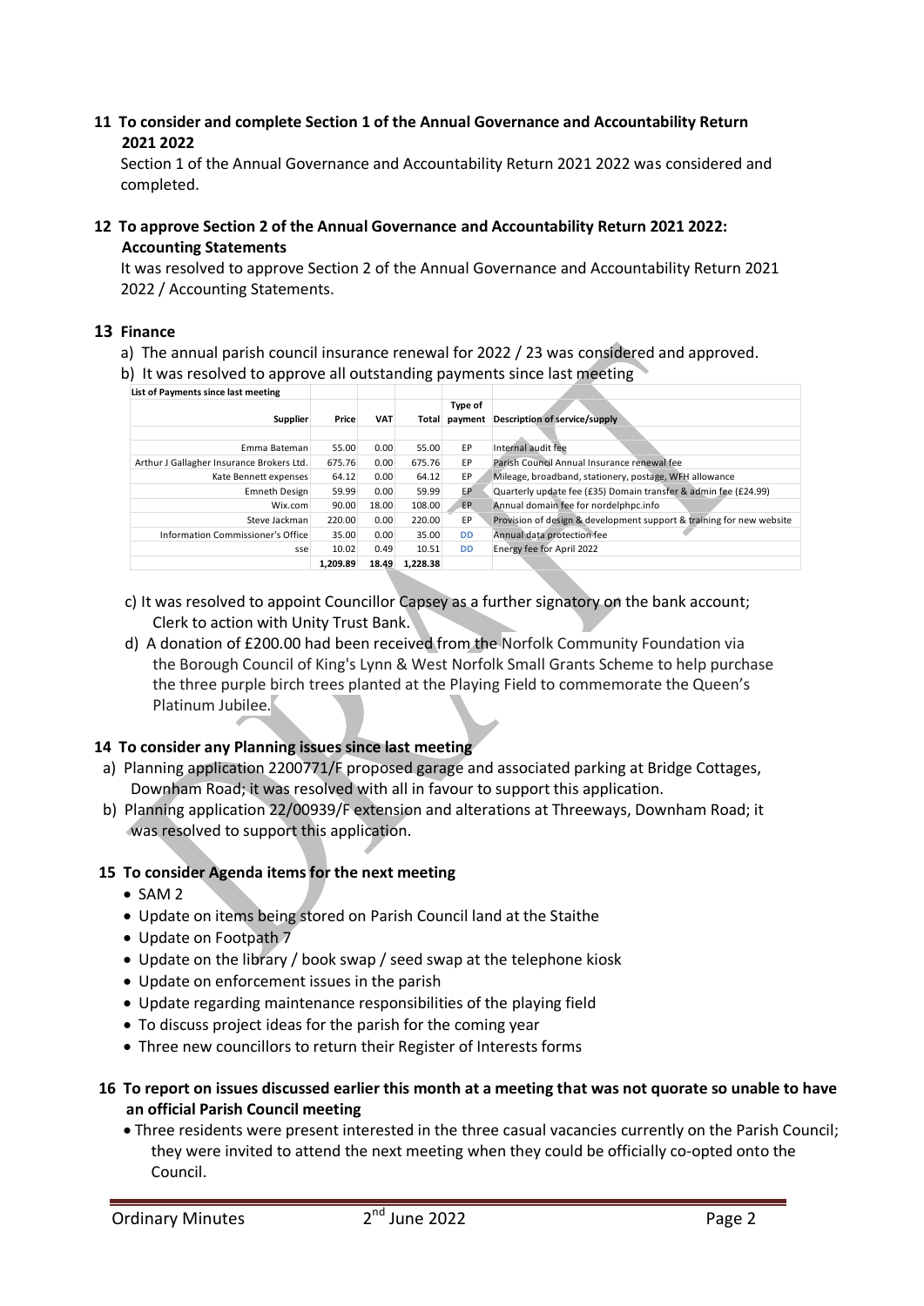**11 To consider and complete Section 1 of the Annual Governance and Accountability Return 2021 2022**

Section 1 of the Annual Governance and Accountability Return 2021 2022 was considered and completed.

**12 To approve Section 2 of the Annual Governance and Accountability Return 2021 2022: Accounting Statements**

It was resolved to approve Section 2 of the Annual Governance and Accountability Return 2021 2022 / Accounting Statements.

**13 Finance**

a) The annual parish council insurance renewal for 2022 / 23 was considered and approved.

b) It was resolved to approve all outstanding payments since last meeting

| List of Payments since last meeting | | | | | |
|---|---|---|---|---|---|
| Supplier | Price | VAT | Total | Type of payment | Description of service/supply |
| Emma Bateman | 55.00 | 0.00 | 55.00 | EP | Internal audit fee |
| Arthur J Gallagher Insurance Brokers Ltd. | 675.76 | 0.00 | 675.76 | EP | Parish Council Annual Insurance renewal fee |
| Kate Bennett expenses | 64.12 | 0.00 | 64.12 | EP | Mileage, broadband, stationery, postage, WFH allowance |
| Emneth Design | 59.99 | 0.00 | 59.99 | EP | Quarterly update fee (£35) Domain transfer & admin fee (£24.99) |
| Wix.com | 90.00 | 18.00 | 108.00 | EP | Annual domain fee for nordelphpc.info |
| Steve Jackman | 220.00 | 0.00 | 220.00 | EP | Provision of design & development support & training for new website |
| Information Commissioner's Office | 35.00 | 0.00 | 35.00 | DD | Annual data protection fee |
| sse | 10.02 | 0.49 | 10.51 | DD | Energy fee for April 2022 |
| | 1,209.89 | 18.49 | 1,228.38 | | |

c) It was resolved to appoint Councillor Capsey as a further signatory on the bank account; Clerk to action with Unity Trust Bank.

d) A donation of £200.00 had been received from the Norfolk Community Foundation via the Borough Council of King's Lynn & West Norfolk Small Grants Scheme to help purchase the three purple birch trees planted at the Playing Field to commemorate the Queen's Platinum Jubilee.

**14 To consider any Planning issues since last meeting**

a) Planning application 2200771/F proposed garage and associated parking at Bridge Cottages, Downham Road; it was resolved with all in favour to support this application.

b) Planning application 22/00939/F extension and alterations at Threeways, Downham Road; it was resolved to support this application.

**15 To consider Agenda items for the next meeting**

- SAM 2
- Update on items being stored on Parish Council land at the Staithe
- Update on Footpath 7
- Update on the library / book swap / seed swap at the telephone kiosk
- Update on enforcement issues in the parish
- Update regarding maintenance responsibilities of the playing field
- To discuss project ideas for the parish for the coming year
- Three new councillors to return their Register of Interests forms

**16 To report on issues discussed earlier this month at a meeting that was not quorate so unable to have an official Parish Council meeting**

- Three residents were present interested in the three casual vacancies currently on the Parish Council; they were invited to attend the next meeting when they could be officially co-opted onto the Council.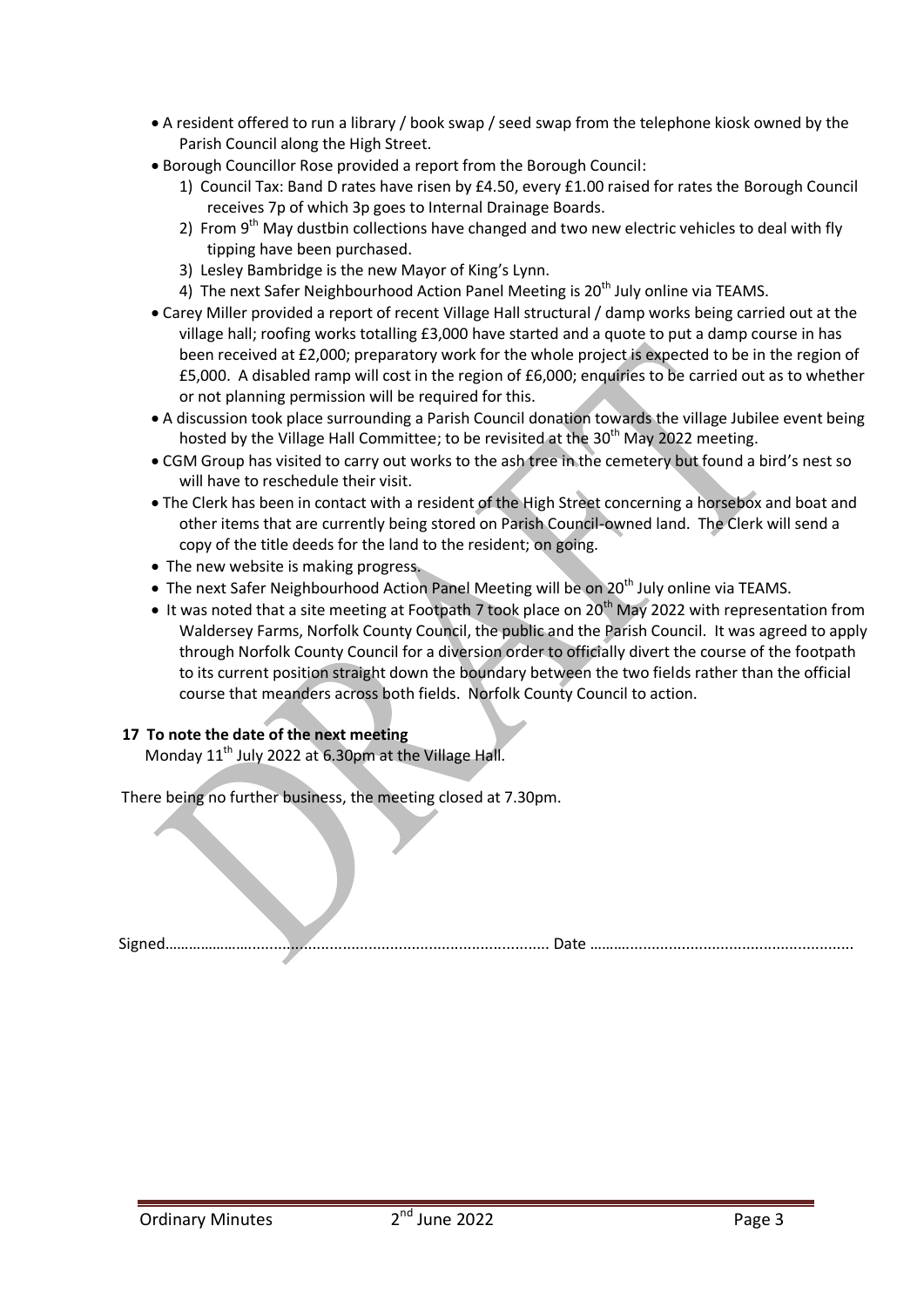- A resident offered to run a library / book swap / seed swap from the telephone kiosk owned by the Parish Council along the High Street.
- Borough Councillor Rose provided a report from the Borough Council:
  1) Council Tax: Band D rates have risen by £4.50, every £1.00 raised for rates the Borough Council receives 7p of which 3p goes to Internal Drainage Boards.
  2) From 9th May dustbin collections have changed and two new electric vehicles to deal with fly tipping have been purchased.
  3) Lesley Bambridge is the new Mayor of King's Lynn.
  4) The next Safer Neighbourhood Action Panel Meeting is 20th July online via TEAMS.
- Carey Miller provided a report of recent Village Hall structural / damp works being carried out at the village hall; roofing works totalling £3,000 have started and a quote to put a damp course in has been received at £2,000; preparatory work for the whole project is expected to be in the region of £5,000. A disabled ramp will cost in the region of £6,000; enquiries to be carried out as to whether or not planning permission will be required for this.
- A discussion took place surrounding a Parish Council donation towards the village Jubilee event being hosted by the Village Hall Committee; to be revisited at the 30th May 2022 meeting.
- CGM Group has visited to carry out works to the ash tree in the cemetery but found a bird's nest so will have to reschedule their visit.
- The Clerk has been in contact with a resident of the High Street concerning a horsebox and boat and other items that are currently being stored on Parish Council-owned land. The Clerk will send a copy of the title deeds for the land to the resident; on going.
- The new website is making progress.
- The next Safer Neighbourhood Action Panel Meeting will be on 20th July online via TEAMS.
- It was noted that a site meeting at Footpath 7 took place on 20th May 2022 with representation from Waldersey Farms, Norfolk County Council, the public and the Parish Council. It was agreed to apply through Norfolk County Council for a diversion order to officially divert the course of the footpath to its current position straight down the boundary between the two fields rather than the official course that meanders across both fields. Norfolk County Council to action.

**17 To note the date of the next meeting**

Monday 11th July 2022 at 6.30pm at the Village Hall.

There being no further business, the meeting closed at 7.30pm.

Signed……………………………………………………………………………… Date ……………………………………………………